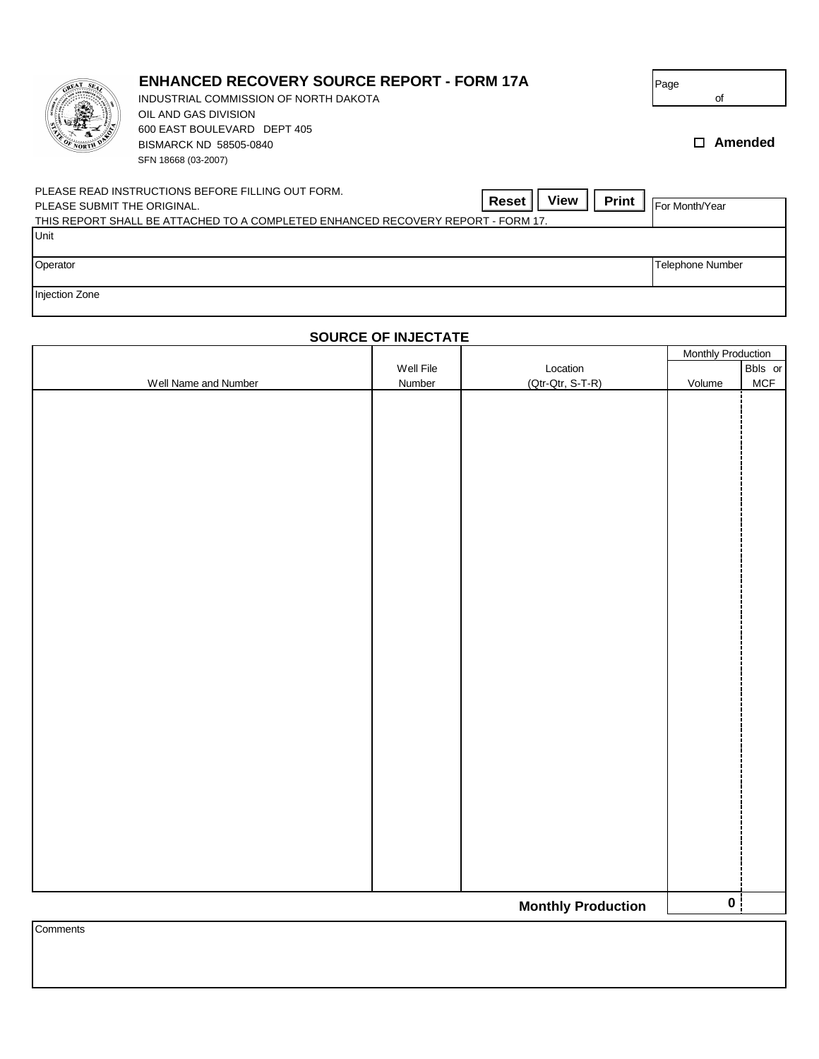# ENHANCED RECOVERY SOURCE REPORT - FORM 17A

INDUSTRIAL COMMISSION OF NORTH DAKOTA
OIL AND GAS DIVISION
600 EAST BOULEVARD DEPT 405
BISMARCK ND 58505-0840
SFN 18668 (03-2007)

Page of

☐ **Amended**

PLEASE READ INSTRUCTIONS BEFORE FILLING OUT FORM.
PLEASE SUBMIT THE ORIGINAL.
THIS REPORT SHALL BE ATTACHED TO A COMPLETED ENHANCED RECOVERY REPORT - FORM 17.

**Reset** **View** **Print**

| | |
|---|---|
| | For Month/Year |
| Unit | |
| Operator | Telephone Number |
| Injection Zone | |

## SOURCE OF INJECTATE

| Well Name and Number | Well File Number | Location (Qtr-Qtr, S-T-R) | Monthly Production Volume | Bbls or MCF |
|---|---|---|---|---|
| | | | | |
| | | **Monthly Production** | **0** | |

Comments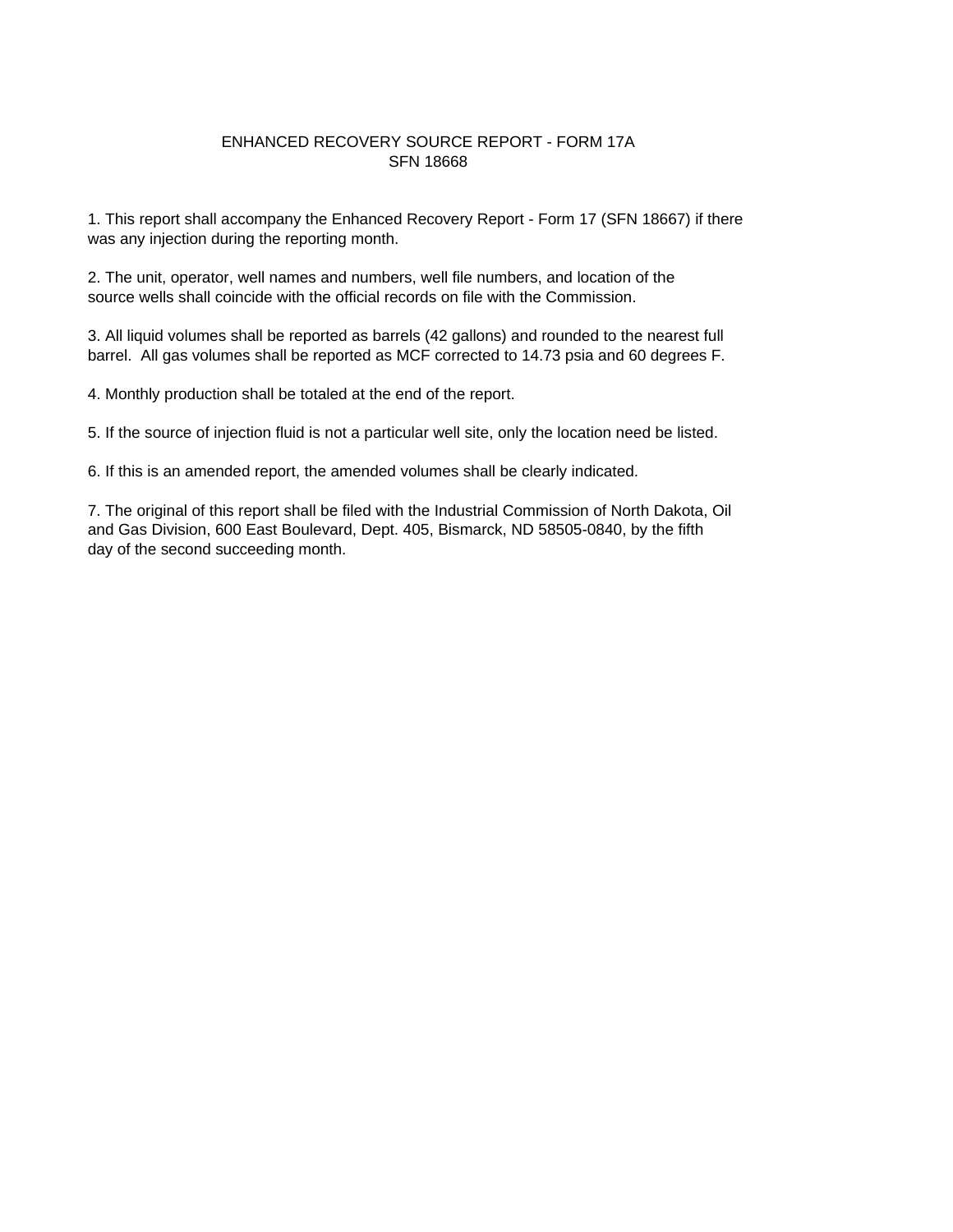# ENHANCED RECOVERY SOURCE REPORT - FORM 17A
## SFN 18668

1. This report shall accompany the Enhanced Recovery Report - Form 17 (SFN 18667) if there was any injection during the reporting month.

2. The unit, operator, well names and numbers, well file numbers, and location of the source wells shall coincide with the official records on file with the Commission.

3. All liquid volumes shall be reported as barrels (42 gallons) and rounded to the nearest full barrel. All gas volumes shall be reported as MCF corrected to 14.73 psia and 60 degrees F.

4. Monthly production shall be totaled at the end of the report.

5. If the source of injection fluid is not a particular well site, only the location need be listed.

6. If this is an amended report, the amended volumes shall be clearly indicated.

7. The original of this report shall be filed with the Industrial Commission of North Dakota, Oil and Gas Division, 600 East Boulevard, Dept. 405, Bismarck, ND 58505-0840, by the fifth day of the second succeeding month.